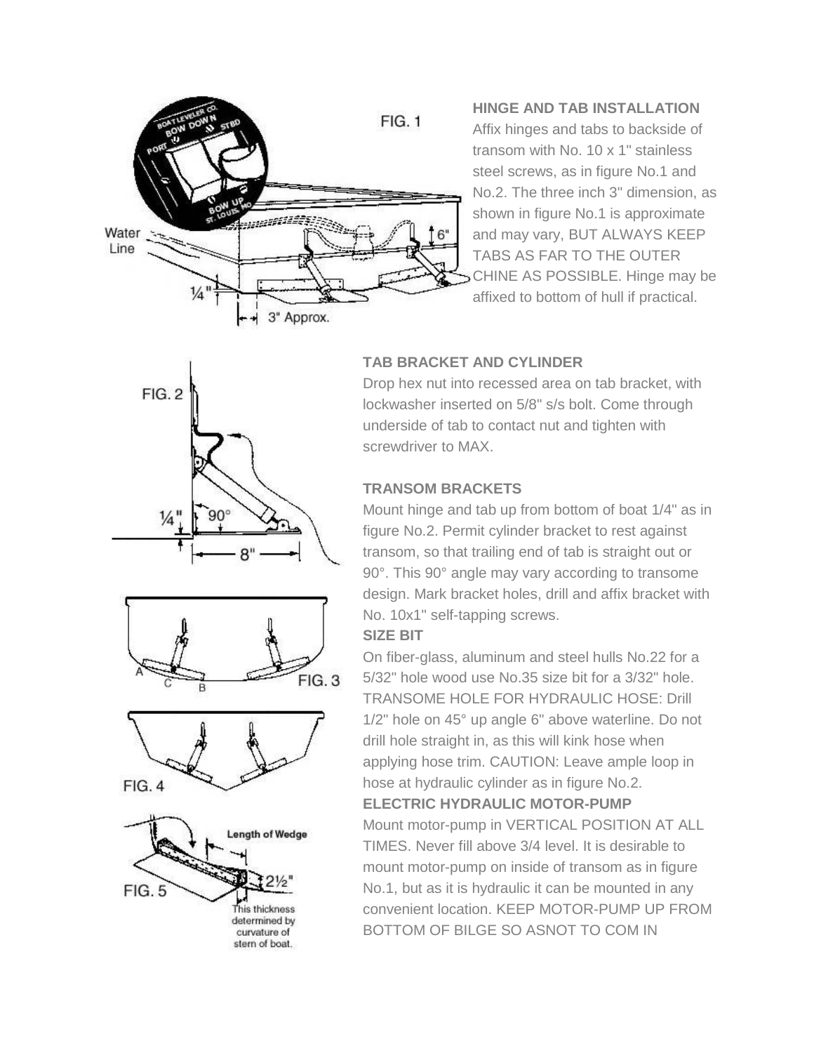**HINGE AND TAB INSTALLATION**

Affix hinges and tabs to backside of transom with No. 10 x 1" stainless steel screws, as in figure No.1 and No.2. The three inch 3" dimension, as shown in figure No.1 is approximate and may vary, BUT ALWAYS KEEP TABS AS FAR TO THE OUTER CHINE AS POSSIBLE. Hinge may be affixed to bottom of hull if practical.

**TAB BRACKET AND CYLINDER**

Drop hex nut into recessed area on tab bracket, with lockwasher inserted on 5/8" s/s bolt. Come through underside of tab to contact nut and tighten with screwdriver to MAX.

**TRANSOM BRACKETS**

Mount hinge and tab up from bottom of boat 1/4" as in figure No.2. Permit cylinder bracket to rest against transom, so that trailing end of tab is straight out or 90°. This 90° angle may vary according to transome design. Mark bracket holes, drill and affix bracket with No. 10x1" self-tapping screws.

**SIZE BIT**

On fiber-glass, aluminum and steel hulls No.22 for a 5/32" hole wood use No.35 size bit for a 3/32" hole. TRANSOME HOLE FOR HYDRAULIC HOSE: Drill 1/2" hole on 45° up angle 6" above waterline. Do not drill hole straight in, as this will kink hose when applying hose trim. CAUTION: Leave ample loop in hose at hydraulic cylinder as in figure No.2.

**ELECTRIC HYDRAULIC MOTOR-PUMP**

Mount motor-pump in VERTICAL POSITION AT ALL TIMES. Never fill above 3/4 level. It is desirable to mount motor-pump on inside of transom as in figure No.1, but as it is hydraulic it can be mounted in any convenient location. KEEP MOTOR-PUMP UP FROM BOTTOM OF BILGE SO ASNOT TO COM IN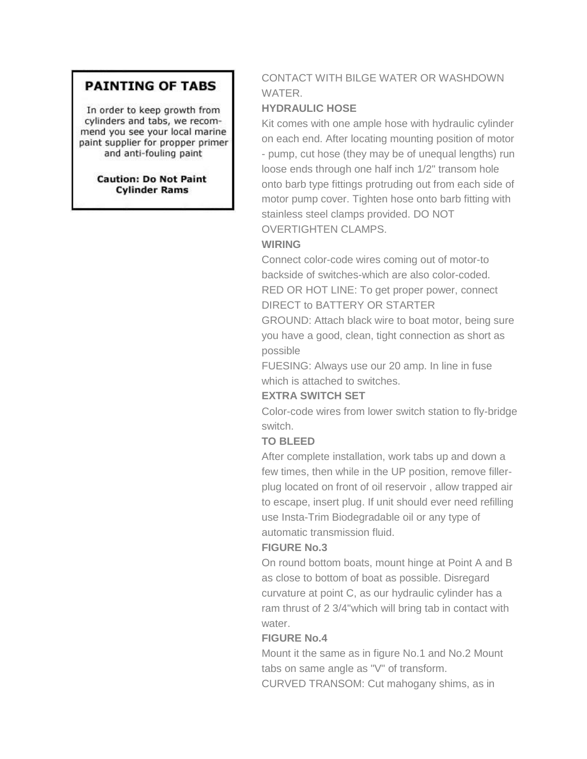## PAINTING OF TABS

In order to keep growth from cylinders and tabs, we recommend you see your local marine paint supplier for propper primer and anti-fouling paint

**Caution: Do Not Paint Cylinder Rams**

CONTACT WITH BILGE WATER OR WASHDOWN WATER.

**HYDRAULIC HOSE**

Kit comes with one ample hose with hydraulic cylinder on each end. After locating mounting position of motor - pump, cut hose (they may be of unequal lengths) run loose ends through one half inch 1/2" transom hole onto barb type fittings protruding out from each side of motor pump cover. Tighten hose onto barb fitting with stainless steel clamps provided. DO NOT OVERTIGHTEN CLAMPS.

**WIRING**

Connect color-code wires coming out of motor-to backside of switches-which are also color-coded.

RED OR HOT LINE: To get proper power, connect DIRECT to BATTERY OR STARTER

GROUND: Attach black wire to boat motor, being sure you have a good, clean, tight connection as short as possible

FUESING: Always use our 20 amp. In line in fuse which is attached to switches.

**EXTRA SWITCH SET**

Color-code wires from lower switch station to fly-bridge switch.

**TO BLEED**

After complete installation, work tabs up and down a few times, then while in the UP position, remove filler-plug located on front of oil reservoir , allow trapped air to escape, insert plug. If unit should ever need refilling use Insta-Trim Biodegradable oil or any type of automatic transmission fluid.

**FIGURE No.3**

On round bottom boats, mount hinge at Point A and B as close to bottom of boat as possible. Disregard curvature at point C, as our hydraulic cylinder has a ram thrust of 2 3/4"which will bring tab in contact with water.

**FIGURE No.4**

Mount it the same as in figure No.1 and No.2 Mount tabs on same angle as "V" of transform.

CURVED TRANSOM: Cut mahogany shims, as in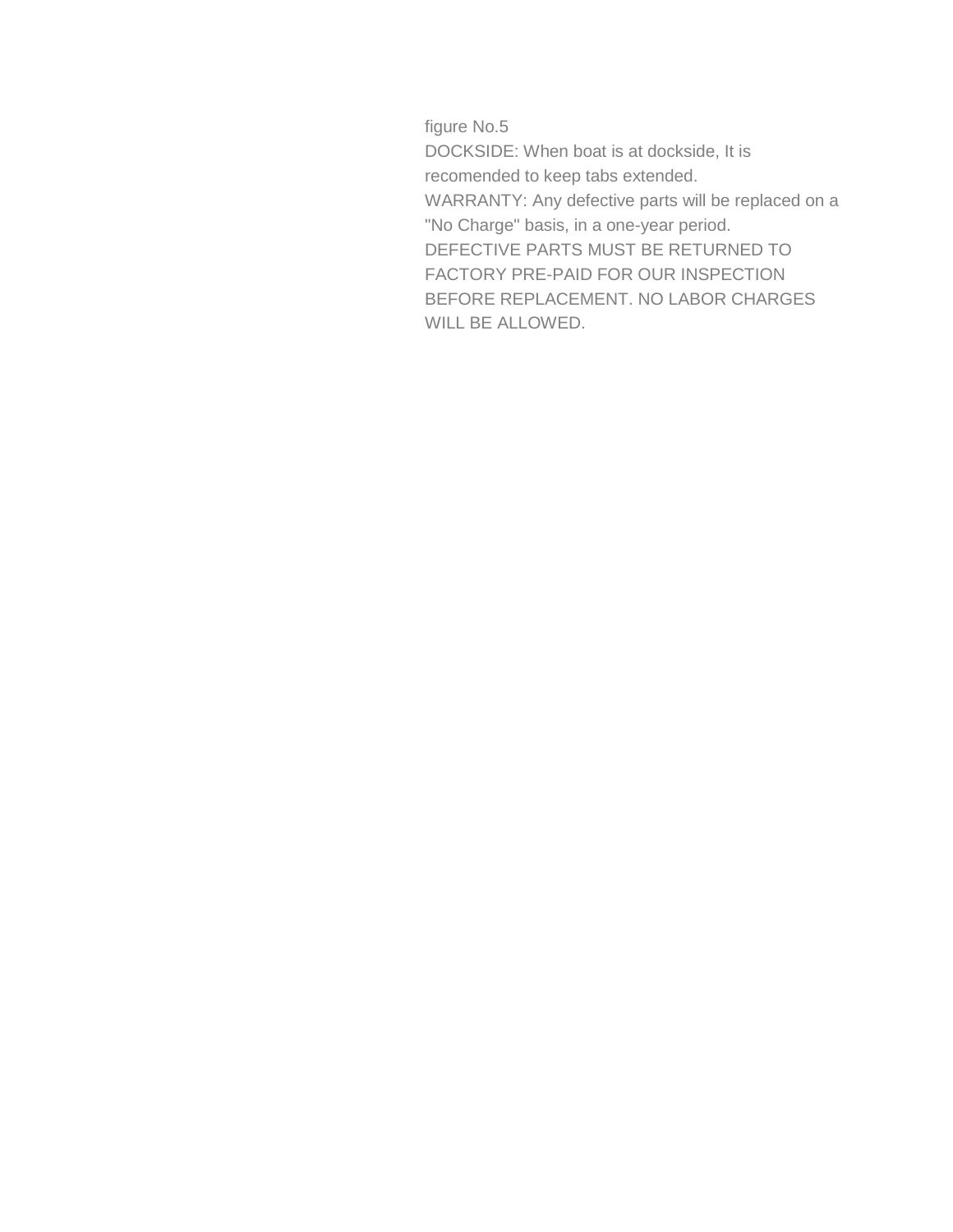figure No.5

DOCKSIDE: When boat is at dockside, It is recomended to keep tabs extended.

WARRANTY: Any defective parts will be replaced on a "No Charge" basis, in a one-year period.

DEFECTIVE PARTS MUST BE RETURNED TO FACTORY PRE-PAID FOR OUR INSPECTION BEFORE REPLACEMENT. NO LABOR CHARGES WILL BE ALLOWED.